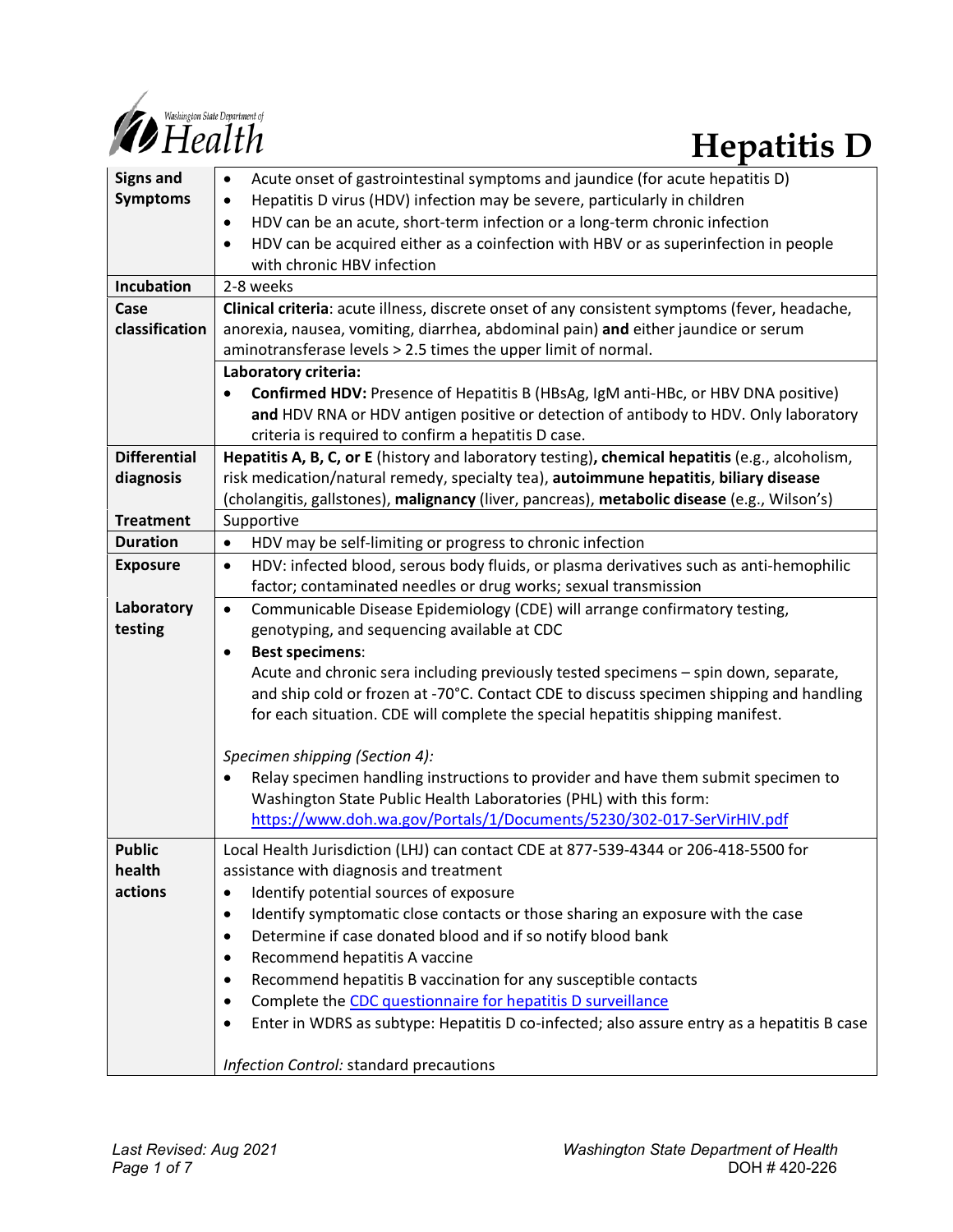# Hepatitis D

| | |
|---|---|
| **Signs and Symptoms** | • Acute onset of gastrointestinal symptoms and jaundice (for acute hepatitis D)<br>• Hepatitis D virus (HDV) infection may be severe, particularly in children<br>• HDV can be an acute, short-term infection or a long-term chronic infection<br>• HDV can be acquired either as a coinfection with HBV or as superinfection in people with chronic HBV infection |
| **Incubation** | 2-8 weeks |
| **Case classification** | **Clinical criteria**: acute illness, discrete onset of any consistent symptoms (fever, headache, anorexia, nausea, vomiting, diarrhea, abdominal pain) **and** either jaundice or serum aminotransferase levels > 2.5 times the upper limit of normal. |
| | **Laboratory criteria:**<br>• **Confirmed HDV:** Presence of Hepatitis B (HBsAg, IgM anti-HBc, or HBV DNA positive) **and** HDV RNA or HDV antigen positive or detection of antibody to HDV. Only laboratory criteria is required to confirm a hepatitis D case. |
| **Differential diagnosis** | **Hepatitis A, B, C, or E** (history and laboratory testing)**, chemical hepatitis** (e.g., alcoholism, risk medication/natural remedy, specialty tea), **autoimmune hepatitis**, **biliary disease** (cholangitis, gallstones), **malignancy** (liver, pancreas), **metabolic disease** (e.g., Wilson's) |
| **Treatment** | Supportive |
| **Duration** | • HDV may be self-limiting or progress to chronic infection |
| **Exposure** | • HDV: infected blood, serous body fluids, or plasma derivatives such as anti-hemophilic factor; contaminated needles or drug works; sexual transmission |
| **Laboratory testing** | • Communicable Disease Epidemiology (CDE) will arrange confirmatory testing, genotyping, and sequencing available at CDC<br>• **Best specimens**:<br>Acute and chronic sera including previously tested specimens – spin down, separate, and ship cold or frozen at -70°C. Contact CDE to discuss specimen shipping and handling for each situation. CDE will complete the special hepatitis shipping manifest.<br><br>*Specimen shipping (Section 4):*<br>• Relay specimen handling instructions to provider and have them submit specimen to Washington State Public Health Laboratories (PHL) with this form: https://www.doh.wa.gov/Portals/1/Documents/5230/302-017-SerVirHIV.pdf |
| **Public health actions** | Local Health Jurisdiction (LHJ) can contact CDE at 877-539-4344 or 206-418-5500 for assistance with diagnosis and treatment<br>• Identify potential sources of exposure<br>• Identify symptomatic close contacts or those sharing an exposure with the case<br>• Determine if case donated blood and if so notify blood bank<br>• Recommend hepatitis A vaccine<br>• Recommend hepatitis B vaccination for any susceptible contacts<br>• Complete the CDC questionnaire for hepatitis D surveillance<br>• Enter in WDRS as subtype: Hepatitis D co-infected; also assure entry as a hepatitis B case<br><br>*Infection Control:* standard precautions |

*Last Revised: Aug 2021*

Washington State Department of Health
DOH # 420-226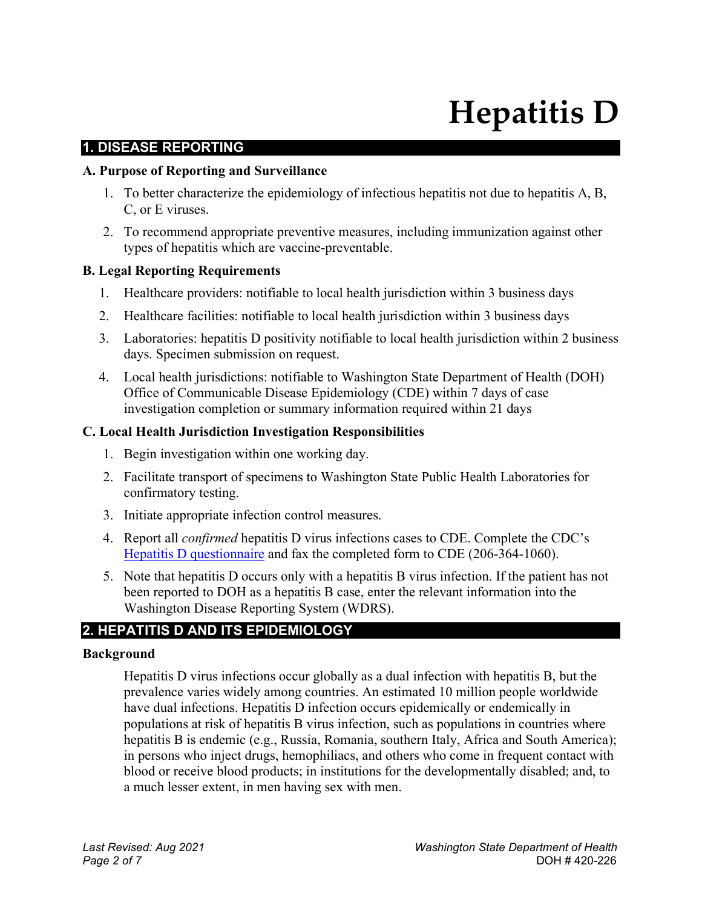# Hepatitis D

## 1. DISEASE REPORTING

### A. Purpose of Reporting and Surveillance

1. To better characterize the epidemiology of infectious hepatitis not due to hepatitis A, B, C, or E viruses.
2. To recommend appropriate preventive measures, including immunization against other types of hepatitis which are vaccine-preventable.

### B. Legal Reporting Requirements

1. Healthcare providers: notifiable to local health jurisdiction within 3 business days
2. Healthcare facilities: notifiable to local health jurisdiction within 3 business days
3. Laboratories: hepatitis D positivity notifiable to local health jurisdiction within 2 business days. Specimen submission on request.
4. Local health jurisdictions: notifiable to Washington State Department of Health (DOH) Office of Communicable Disease Epidemiology (CDE) within 7 days of case investigation completion or summary information required within 21 days

### C. Local Health Jurisdiction Investigation Responsibilities

1. Begin investigation within one working day.
2. Facilitate transport of specimens to Washington State Public Health Laboratories for confirmatory testing.
3. Initiate appropriate infection control measures.
4. Report all *confirmed* hepatitis D virus infections cases to CDE. Complete the CDC's Hepatitis D questionnaire and fax the completed form to CDE (206-364-1060).
5. Note that hepatitis D occurs only with a hepatitis B virus infection. If the patient has not been reported to DOH as a hepatitis B case, enter the relevant information into the Washington Disease Reporting System (WDRS).

## 2. HEPATITIS D AND ITS EPIDEMIOLOGY

### Background

Hepatitis D virus infections occur globally as a dual infection with hepatitis B, but the prevalence varies widely among countries. An estimated 10 million people worldwide have dual infections. Hepatitis D infection occurs epidemically or endemically in populations at risk of hepatitis B virus infection, such as populations in countries where hepatitis B is endemic (e.g., Russia, Romania, southern Italy, Africa and South America); in persons who inject drugs, hemophiliacs, and others who come in frequent contact with blood or receive blood products; in institutions for the developmentally disabled; and, to a much lesser extent, in men having sex with men.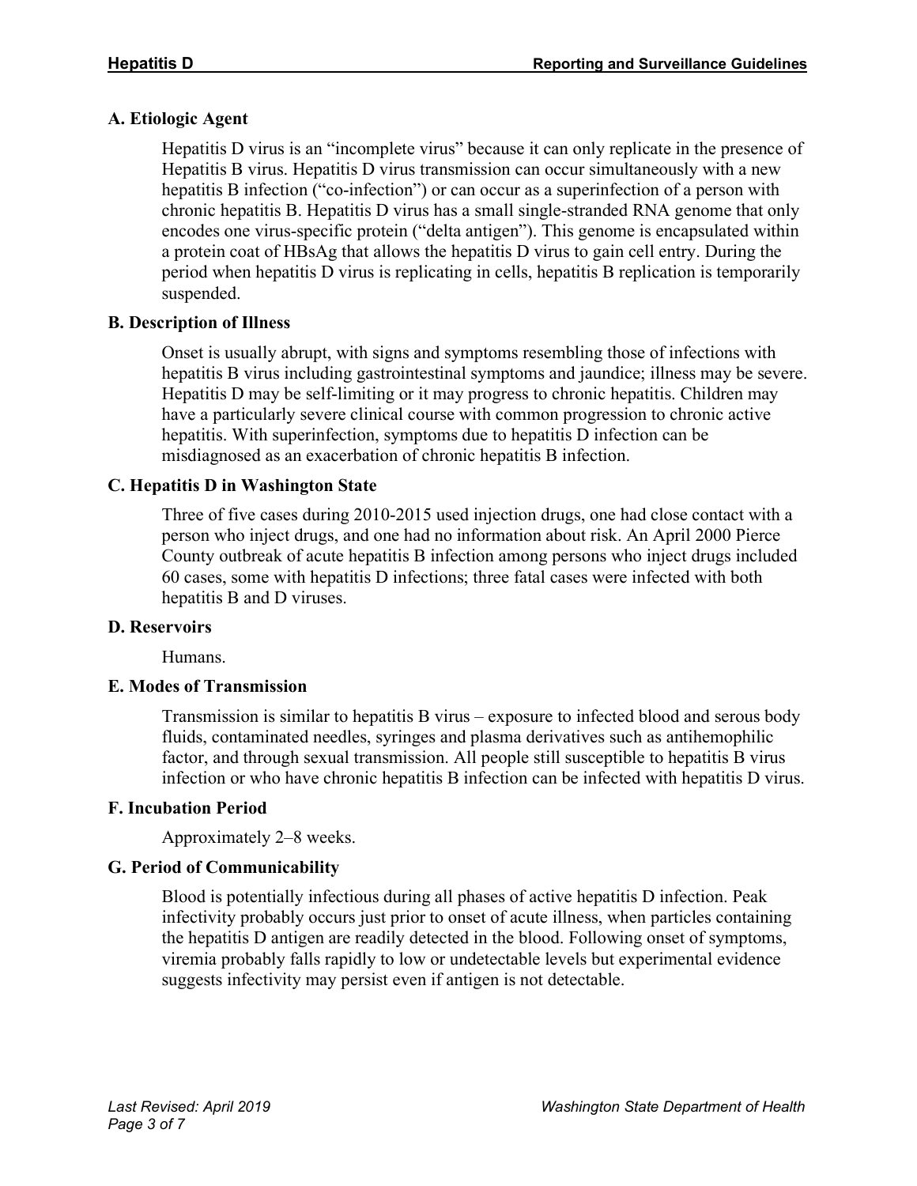### A. Etiologic Agent

Hepatitis D virus is an "incomplete virus" because it can only replicate in the presence of Hepatitis B virus. Hepatitis D virus transmission can occur simultaneously with a new hepatitis B infection ("co-infection") or can occur as a superinfection of a person with chronic hepatitis B. Hepatitis D virus has a small single-stranded RNA genome that only encodes one virus-specific protein ("delta antigen"). This genome is encapsulated within a protein coat of HBsAg that allows the hepatitis D virus to gain cell entry. During the period when hepatitis D virus is replicating in cells, hepatitis B replication is temporarily suspended.

### B. Description of Illness

Onset is usually abrupt, with signs and symptoms resembling those of infections with hepatitis B virus including gastrointestinal symptoms and jaundice; illness may be severe. Hepatitis D may be self-limiting or it may progress to chronic hepatitis. Children may have a particularly severe clinical course with common progression to chronic active hepatitis. With superinfection, symptoms due to hepatitis D infection can be misdiagnosed as an exacerbation of chronic hepatitis B infection.

### C. Hepatitis D in Washington State

Three of five cases during 2010-2015 used injection drugs, one had close contact with a person who inject drugs, and one had no information about risk. An April 2000 Pierce County outbreak of acute hepatitis B infection among persons who inject drugs included 60 cases, some with hepatitis D infections; three fatal cases were infected with both hepatitis B and D viruses.

### D. Reservoirs

Humans.

### E. Modes of Transmission

Transmission is similar to hepatitis B virus – exposure to infected blood and serous body fluids, contaminated needles, syringes and plasma derivatives such as antihemophilic factor, and through sexual transmission. All people still susceptible to hepatitis B virus infection or who have chronic hepatitis B infection can be infected with hepatitis D virus.

### F. Incubation Period

Approximately 2–8 weeks.

### G. Period of Communicability

Blood is potentially infectious during all phases of active hepatitis D infection. Peak infectivity probably occurs just prior to onset of acute illness, when particles containing the hepatitis D antigen are readily detected in the blood. Following onset of symptoms, viremia probably falls rapidly to low or undetectable levels but experimental evidence suggests infectivity may persist even if antigen is not detectable.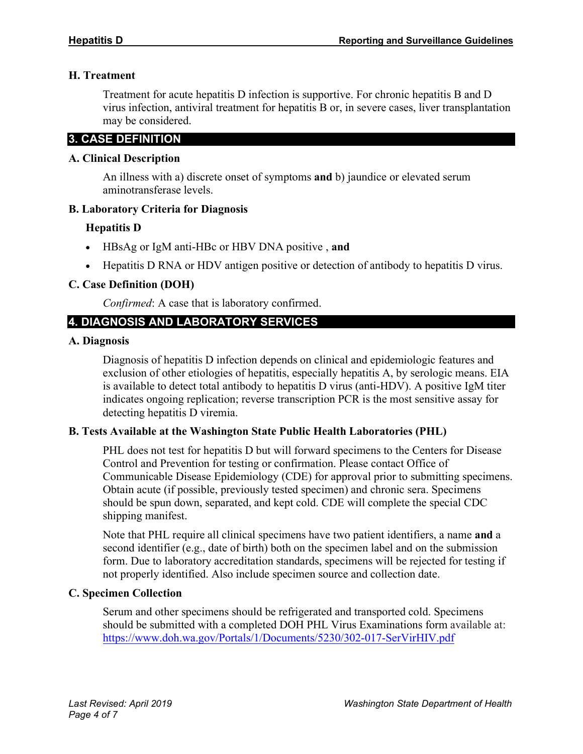### H. Treatment

Treatment for acute hepatitis D infection is supportive. For chronic hepatitis B and D virus infection, antiviral treatment for hepatitis B or, in severe cases, liver transplantation may be considered.

## 3. CASE DEFINITION

### A. Clinical Description

An illness with a) discrete onset of symptoms **and** b) jaundice or elevated serum aminotransferase levels.

### B. Laboratory Criteria for Diagnosis

**Hepatitis D**

- HBsAg or IgM anti-HBc or HBV DNA positive , **and**
- Hepatitis D RNA or HDV antigen positive or detection of antibody to hepatitis D virus.

### C. Case Definition (DOH)

*Confirmed*: A case that is laboratory confirmed.

## 4. DIAGNOSIS AND LABORATORY SERVICES

### A. Diagnosis

Diagnosis of hepatitis D infection depends on clinical and epidemiologic features and exclusion of other etiologies of hepatitis, especially hepatitis A, by serologic means. EIA is available to detect total antibody to hepatitis D virus (anti-HDV). A positive IgM titer indicates ongoing replication; reverse transcription PCR is the most sensitive assay for detecting hepatitis D viremia.

### B. Tests Available at the Washington State Public Health Laboratories (PHL)

PHL does not test for hepatitis D but will forward specimens to the Centers for Disease Control and Prevention for testing or confirmation. Please contact Office of Communicable Disease Epidemiology (CDE) for approval prior to submitting specimens. Obtain acute (if possible, previously tested specimen) and chronic sera. Specimens should be spun down, separated, and kept cold. CDE will complete the special CDC shipping manifest.

Note that PHL require all clinical specimens have two patient identifiers, a name **and** a second identifier (e.g., date of birth) both on the specimen label and on the submission form. Due to laboratory accreditation standards, specimens will be rejected for testing if not properly identified. Also include specimen source and collection date.

### C. Specimen Collection

Serum and other specimens should be refrigerated and transported cold. Specimens should be submitted with a completed DOH PHL Virus Examinations form available at: [https://www.doh.wa.gov/Portals/1/Documents/5230/302-017-SerVirHIV.pdf](https://www.doh.wa.gov/Portals/1/Documents/5230/302-017-SerVirHIV.pdf)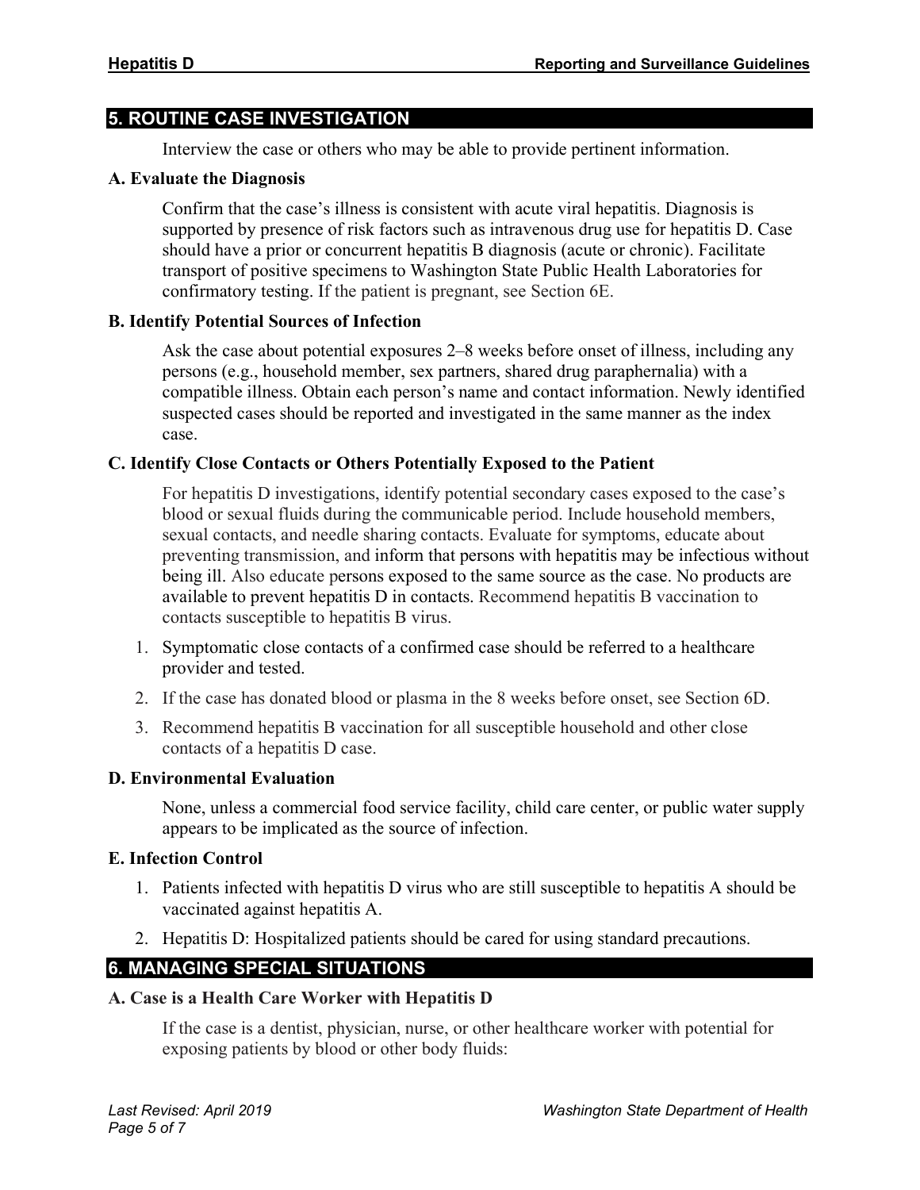## 5. ROUTINE CASE INVESTIGATION

Interview the case or others who may be able to provide pertinent information.

### A. Evaluate the Diagnosis

Confirm that the case's illness is consistent with acute viral hepatitis. Diagnosis is supported by presence of risk factors such as intravenous drug use for hepatitis D. Case should have a prior or concurrent hepatitis B diagnosis (acute or chronic). Facilitate transport of positive specimens to Washington State Public Health Laboratories for confirmatory testing. If the patient is pregnant, see Section 6E.

### B. Identify Potential Sources of Infection

Ask the case about potential exposures 2–8 weeks before onset of illness, including any persons (e.g., household member, sex partners, shared drug paraphernalia) with a compatible illness. Obtain each person's name and contact information. Newly identified suspected cases should be reported and investigated in the same manner as the index case.

### C. Identify Close Contacts or Others Potentially Exposed to the Patient

For hepatitis D investigations, identify potential secondary cases exposed to the case's blood or sexual fluids during the communicable period. Include household members, sexual contacts, and needle sharing contacts. Evaluate for symptoms, educate about preventing transmission, and inform that persons with hepatitis may be infectious without being ill. Also educate persons exposed to the same source as the case. No products are available to prevent hepatitis D in contacts. Recommend hepatitis B vaccination to contacts susceptible to hepatitis B virus.

1. Symptomatic close contacts of a confirmed case should be referred to a healthcare provider and tested.
2. If the case has donated blood or plasma in the 8 weeks before onset, see Section 6D.
3. Recommend hepatitis B vaccination for all susceptible household and other close contacts of a hepatitis D case.

### D. Environmental Evaluation

None, unless a commercial food service facility, child care center, or public water supply appears to be implicated as the source of infection.

### E. Infection Control

1. Patients infected with hepatitis D virus who are still susceptible to hepatitis A should be vaccinated against hepatitis A.
2. Hepatitis D: Hospitalized patients should be cared for using standard precautions.

## 6. MANAGING SPECIAL SITUATIONS

### A. Case is a Health Care Worker with Hepatitis D

If the case is a dentist, physician, nurse, or other healthcare worker with potential for exposing patients by blood or other body fluids: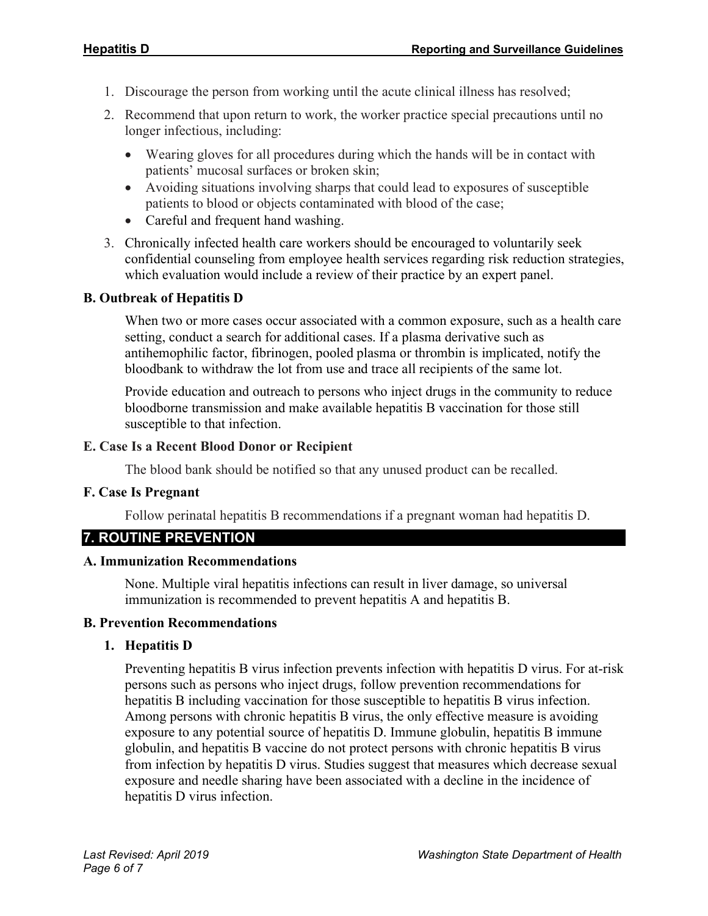1. Discourage the person from working until the acute clinical illness has resolved;
2. Recommend that upon return to work, the worker practice special precautions until no longer infectious, including:
   - Wearing gloves for all procedures during which the hands will be in contact with patients' mucosal surfaces or broken skin;
   - Avoiding situations involving sharps that could lead to exposures of susceptible patients to blood or objects contaminated with blood of the case;
   - Careful and frequent hand washing.
3. Chronically infected health care workers should be encouraged to voluntarily seek confidential counseling from employee health services regarding risk reduction strategies, which evaluation would include a review of their practice by an expert panel.

### B. Outbreak of Hepatitis D

When two or more cases occur associated with a common exposure, such as a health care setting, conduct a search for additional cases. If a plasma derivative such as antihemophilic factor, fibrinogen, pooled plasma or thrombin is implicated, notify the bloodbank to withdraw the lot from use and trace all recipients of the same lot.

Provide education and outreach to persons who inject drugs in the community to reduce bloodborne transmission and make available hepatitis B vaccination for those still susceptible to that infection.

### E. Case Is a Recent Blood Donor or Recipient

The blood bank should be notified so that any unused product can be recalled.

### F. Case Is Pregnant

Follow perinatal hepatitis B recommendations if a pregnant woman had hepatitis D.

## 7. ROUTINE PREVENTION

### A. Immunization Recommendations

None. Multiple viral hepatitis infections can result in liver damage, so universal immunization is recommended to prevent hepatitis A and hepatitis B.

### B. Prevention Recommendations

#### 1. Hepatitis D

Preventing hepatitis B virus infection prevents infection with hepatitis D virus. For at-risk persons such as persons who inject drugs, follow prevention recommendations for hepatitis B including vaccination for those susceptible to hepatitis B virus infection. Among persons with chronic hepatitis B virus, the only effective measure is avoiding exposure to any potential source of hepatitis D. Immune globulin, hepatitis B immune globulin, and hepatitis B vaccine do not protect persons with chronic hepatitis B virus from infection by hepatitis D virus. Studies suggest that measures which decrease sexual exposure and needle sharing have been associated with a decline in the incidence of hepatitis D virus infection.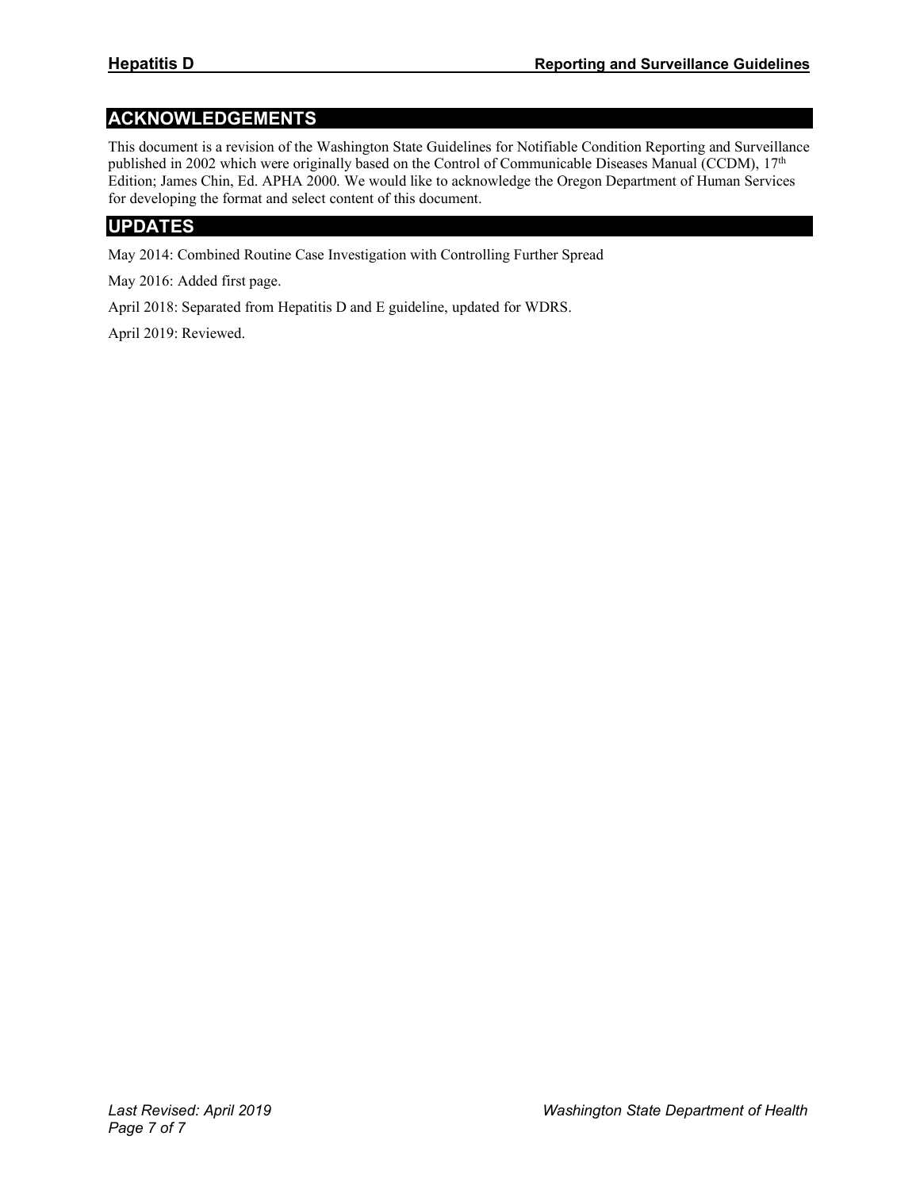## ACKNOWLEDGEMENTS

This document is a revision of the Washington State Guidelines for Notifiable Condition Reporting and Surveillance published in 2002 which were originally based on the Control of Communicable Diseases Manual (CCDM), 17th Edition; James Chin, Ed. APHA 2000. We would like to acknowledge the Oregon Department of Human Services for developing the format and select content of this document.

## UPDATES

May 2014: Combined Routine Case Investigation with Controlling Further Spread

May 2016: Added first page.

April 2018: Separated from Hepatitis D and E guideline, updated for WDRS.

April 2019: Reviewed.